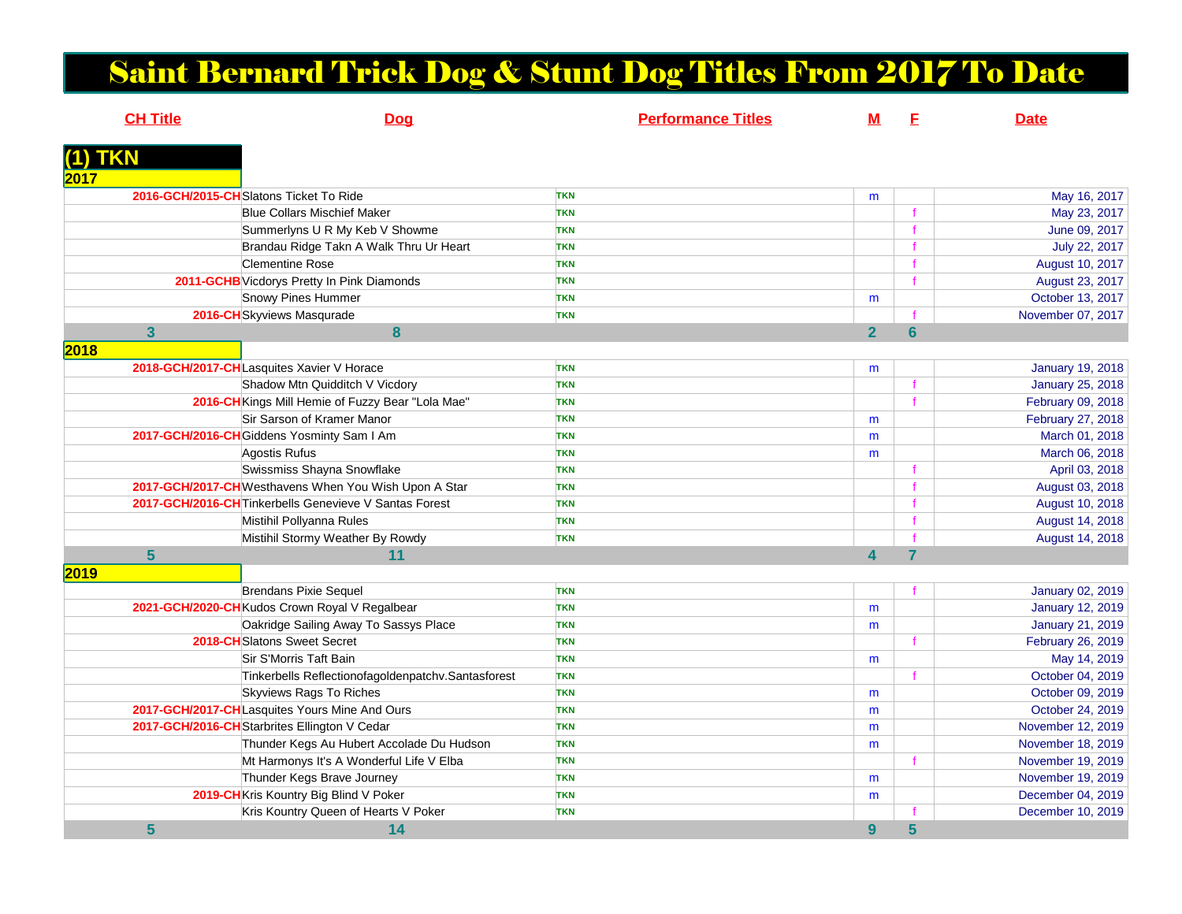# Saint Bernard Trick Dog & Stunt Dog Titles From 2017 To Date

## (1) TKN

| CH Title | Dog | Performance Titles | M | F | Date |
|---|---|---|---|---|---|
| **2017** | | | | | |
| 2016-GCH/2015-CH | Slatons Ticket To Ride | TKN | m | | May 16, 2017 |
| | Blue Collars Mischief Maker | TKN | | f | May 23, 2017 |
| | Summerlyns U R My Keb V Showme | TKN | | f | June 09, 2017 |
| | Brandau Ridge Takn A Walk Thru Ur Heart | TKN | | f | July 22, 2017 |
| | Clementine Rose | TKN | | f | August 10, 2017 |
| 2011-GCHB | Vicdorys Pretty In Pink Diamonds | TKN | | f | August 23, 2017 |
| | Snowy Pines Hummer | TKN | m | | October 13, 2017 |
| 2016-CH | Skyviews Masqurade | TKN | | f | November 07, 2017 |
| 3 | 8 | | 2 | 6 | |
| **2018** | | | | | |
| 2018-GCH/2017-CH | Lasquites Xavier V Horace | TKN | m | | January 19, 2018 |
| | Shadow Mtn Quidditch V Vicdory | TKN | | f | January 25, 2018 |
| 2016-CH | Kings Mill Hemie of Fuzzy Bear "Lola Mae" | TKN | | f | February 09, 2018 |
| | Sir Sarson of Kramer Manor | TKN | m | | February 27, 2018 |
| 2017-GCH/2016-CH | Giddens Yosminty Sam I Am | TKN | m | | March 01, 2018 |
| | Agostis Rufus | TKN | m | | March 06, 2018 |
| | Swissmiss Shayna Snowflake | TKN | | f | April 03, 2018 |
| 2017-GCH/2017-CH | Westhavens When You Wish Upon A Star | TKN | | f | August 03, 2018 |
| 2017-GCH/2016-CH | Tinkerbells Genevieve V Santas Forest | TKN | | f | August 10, 2018 |
| | Mistihil Pollyanna Rules | TKN | | f | August 14, 2018 |
| | Mistihil Stormy Weather By Rowdy | TKN | | f | August 14, 2018 |
| 5 | 11 | | 4 | 7 | |
| **2019** | | | | | |
| | Brendans Pixie Sequel | TKN | | f | January 02, 2019 |
| 2021-GCH/2020-CH | Kudos Crown Royal V Regalbear | TKN | m | | January 12, 2019 |
| | Oakridge Sailing Away To Sassys Place | TKN | m | | January 21, 2019 |
| 2018-CH | Slatons Sweet Secret | TKN | | f | February 26, 2019 |
| | Sir S'Morris Taft Bain | TKN | m | | May 14, 2019 |
| | Tinkerbells Reflectionofagoldenpatchv.Santasforest | TKN | | f | October 04, 2019 |
| | Skyviews Rags To Riches | TKN | m | | October 09, 2019 |
| 2017-GCH/2017-CH | Lasquites Yours Mine And Ours | TKN | m | | October 24, 2019 |
| 2017-GCH/2016-CH | Starbrites Ellington V Cedar | TKN | m | | November 12, 2019 |
| | Thunder Kegs Au Hubert Accolade Du Hudson | TKN | m | | November 18, 2019 |
| | Mt Harmonys It's A Wonderful Life V Elba | TKN | | f | November 19, 2019 |
| | Thunder Kegs Brave Journey | TKN | m | | November 19, 2019 |
| 2019-CH | Kris Kountry Big Blind V Poker | TKN | m | | December 04, 2019 |
| | Kris Kountry Queen of Hearts V Poker | TKN | | f | December 10, 2019 |
| 5 | 14 | | 9 | 5 | |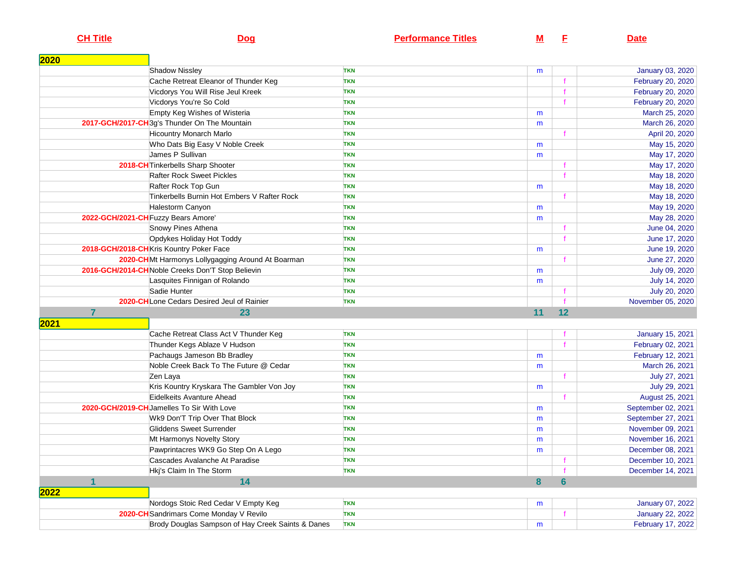| CH Title | Dog | Performance Titles | M | F | Date |
|---|---|---|---|---|---|
| **2020** | | | | | |
| | Shadow Nissley | TKN | m | | January 03, 2020 |
| | Cache Retreat Eleanor of Thunder Keg | TKN | | f | February 20, 2020 |
| | Vicdorys You Will Rise Jeul Kreek | TKN | | f | February 20, 2020 |
| | Vicdorys You're So Cold | TKN | | f | February 20, 2020 |
| | Empty Keg Wishes of Wisteria | TKN | m | | March 25, 2020 |
| 2017-GCH/2017-CH | 3g's Thunder On The Mountain | TKN | m | | March 26, 2020 |
| | Hicountry Monarch Marlo | TKN | | f | April 20, 2020 |
| | Who Dats Big Easy V Noble Creek | TKN | m | | May 15, 2020 |
| | James P Sullivan | TKN | m | | May 17, 2020 |
| 2018-CH | Tinkerbells Sharp Shooter | TKN | | f | May 17, 2020 |
| | Rafter Rock Sweet Pickles | TKN | | f | May 18, 2020 |
| | Rafter Rock Top Gun | TKN | m | | May 18, 2020 |
| | Tinkerbells Burnin Hot Embers V Rafter Rock | TKN | | f | May 18, 2020 |
| | Halestorm Canyon | TKN | m | | May 19, 2020 |
| 2022-GCH/2021-CH | Fuzzy Bears Amore' | TKN | m | | May 28, 2020 |
| | Snowy Pines Athena | TKN | | f | June 04, 2020 |
| | Opdykes Holiday Hot Toddy | TKN | | f | June 17, 2020 |
| 2018-GCH/2018-CH | Kris Kountry Poker Face | TKN | m | | June 19, 2020 |
| 2020-CH | Mt Harmonys Lollygagging Around At Boarman | TKN | | f | June 27, 2020 |
| 2016-GCH/2014-CH | Noble Creeks Don'T Stop Believin | TKN | m | | July 09, 2020 |
| | Lasquites Finnigan of Rolando | TKN | m | | July 14, 2020 |
| | Sadie Hunter | TKN | | f | July 20, 2020 |
| 2020-CH | Lone Cedars Desired Jeul of Rainier | TKN | | f | November 05, 2020 |
| **7** | **23** | | **11** | **12** | |
| **2021** | | | | | |
| | Cache Retreat Class Act V Thunder Keg | TKN | | f | January 15, 2021 |
| | Thunder Kegs Ablaze V Hudson | TKN | | f | February 02, 2021 |
| | Pachaugs Jameson Bb Bradley | TKN | m | | February 12, 2021 |
| | Noble Creek Back To The Future @ Cedar | TKN | m | | March 26, 2021 |
| | Zen Laya | TKN | | f | July 27, 2021 |
| | Kris Kountry Kryskara The Gambler Von Joy | TKN | m | | July 29, 2021 |
| | Eidelkeits Avanture Ahead | TKN | | f | August 25, 2021 |
| 2020-GCH/2019-CH | Jamelles To Sir With Love | TKN | m | | September 02, 2021 |
| | Wk9 Don'T Trip Over That Block | TKN | m | | September 27, 2021 |
| | Gliddens Sweet Surrender | TKN | m | | November 09, 2021 |
| | Mt Harmonys Novelty Story | TKN | m | | November 16, 2021 |
| | Pawprintacres WK9 Go Step On A Lego | TKN | m | | December 08, 2021 |
| | Cascades Avalanche At Paradise | TKN | | f | December 10, 2021 |
| | Hkj's Claim In The Storm | TKN | | f | December 14, 2021 |
| **1** | **14** | | **8** | **6** | |
| **2022** | | | | | |
| | Nordogs Stoic Red Cedar V Empty Keg | TKN | m | | January 07, 2022 |
| 2020-CH | Sandrimars Come Monday V Revilo | TKN | | f | January 22, 2022 |
| | Brody Douglas Sampson of Hay Creek Saints & Danes | TKN | m | | February 17, 2022 |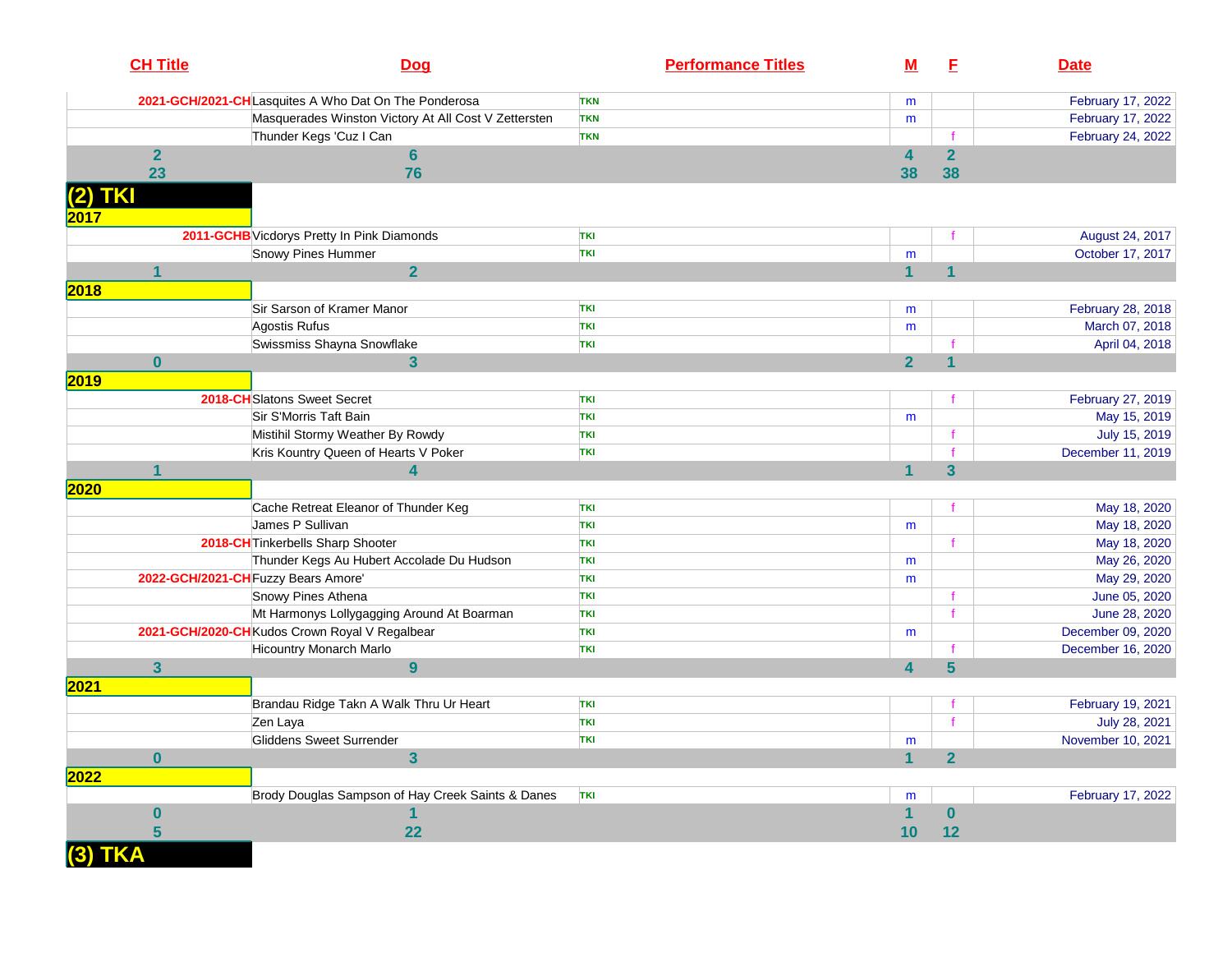| CH Title | Dog | Performance Titles | M | F | Date |
|---|---|---|---|---|---|
| 2021-GCH/2021-CH | Lasquites A Who Dat On The Ponderosa | TKN | m | | February 17, 2022 |
| | Masquerades Winston Victory At All Cost V Zettersten | TKN | m | | February 17, 2022 |
| | Thunder Kegs 'Cuz I Can | TKN | | f | February 24, 2022 |
| 2 | 6 | | 4 | 2 | |
| 23 | 76 | | 38 | 38 | |

## (2) TKI

### 2017

| CH Title | Dog | Performance Titles | M | F | Date |
|---|---|---|---|---|---|
| 2011-GCHB | Vicdorys Pretty In Pink Diamonds | TKI | | f | August 24, 2017 |
| | Snowy Pines Hummer | TKI | m | | October 17, 2017 |
| 1 | 2 | | 1 | 1 | |

### 2018

| CH Title | Dog | Performance Titles | M | F | Date |
|---|---|---|---|---|---|
| | Sir Sarson of Kramer Manor | TKI | m | | February 28, 2018 |
| | Agostis Rufus | TKI | m | | March 07, 2018 |
| | Swissmiss Shayna Snowflake | TKI | | f | April 04, 2018 |
| 0 | 3 | | 2 | 1 | |

### 2019

| CH Title | Dog | Performance Titles | M | F | Date |
|---|---|---|---|---|---|
| 2018-CH | Slatons Sweet Secret | TKI | | f | February 27, 2019 |
| | Sir S'Morris Taft Bain | TKI | m | | May 15, 2019 |
| | Mistihil Stormy Weather By Rowdy | TKI | | f | July 15, 2019 |
| | Kris Kountry Queen of Hearts V Poker | TKI | | f | December 11, 2019 |
| 1 | 4 | | 1 | 3 | |

### 2020

| CH Title | Dog | Performance Titles | M | F | Date |
|---|---|---|---|---|---|
| | Cache Retreat Eleanor of Thunder Keg | TKI | | f | May 18, 2020 |
| | James P Sullivan | TKI | m | | May 18, 2020 |
| 2018-CH | Tinkerbells Sharp Shooter | TKI | | f | May 18, 2020 |
| | Thunder Kegs Au Hubert Accolade Du Hudson | TKI | m | | May 26, 2020 |
| 2022-GCH/2021-CH | Fuzzy Bears Amore' | TKI | m | | May 29, 2020 |
| | Snowy Pines Athena | TKI | | f | June 05, 2020 |
| | Mt Harmonys Lollygagging Around At Boarman | TKI | | f | June 28, 2020 |
| 2021-GCH/2020-CH | Kudos Crown Royal V Regalbear | TKI | m | | December 09, 2020 |
| | Hicountry Monarch Marlo | TKI | | f | December 16, 2020 |
| 3 | 9 | | 4 | 5 | |

### 2021

| CH Title | Dog | Performance Titles | M | F | Date |
|---|---|---|---|---|---|
| | Brandau Ridge Takn A Walk Thru Ur Heart | TKI | | f | February 19, 2021 |
| | Zen Laya | TKI | | f | July 28, 2021 |
| | Gliddens Sweet Surrender | TKI | m | | November 10, 2021 |
| 0 | 3 | | 1 | 2 | |

### 2022

| CH Title | Dog | Performance Titles | M | F | Date |
|---|---|---|---|---|---|
| | Brody Douglas Sampson of Hay Creek Saints & Danes | TKI | m | | February 17, 2022 |
| 0 | 1 | | 1 | 0 | |
| 5 | 22 | | 10 | 12 | |

## (3) TKA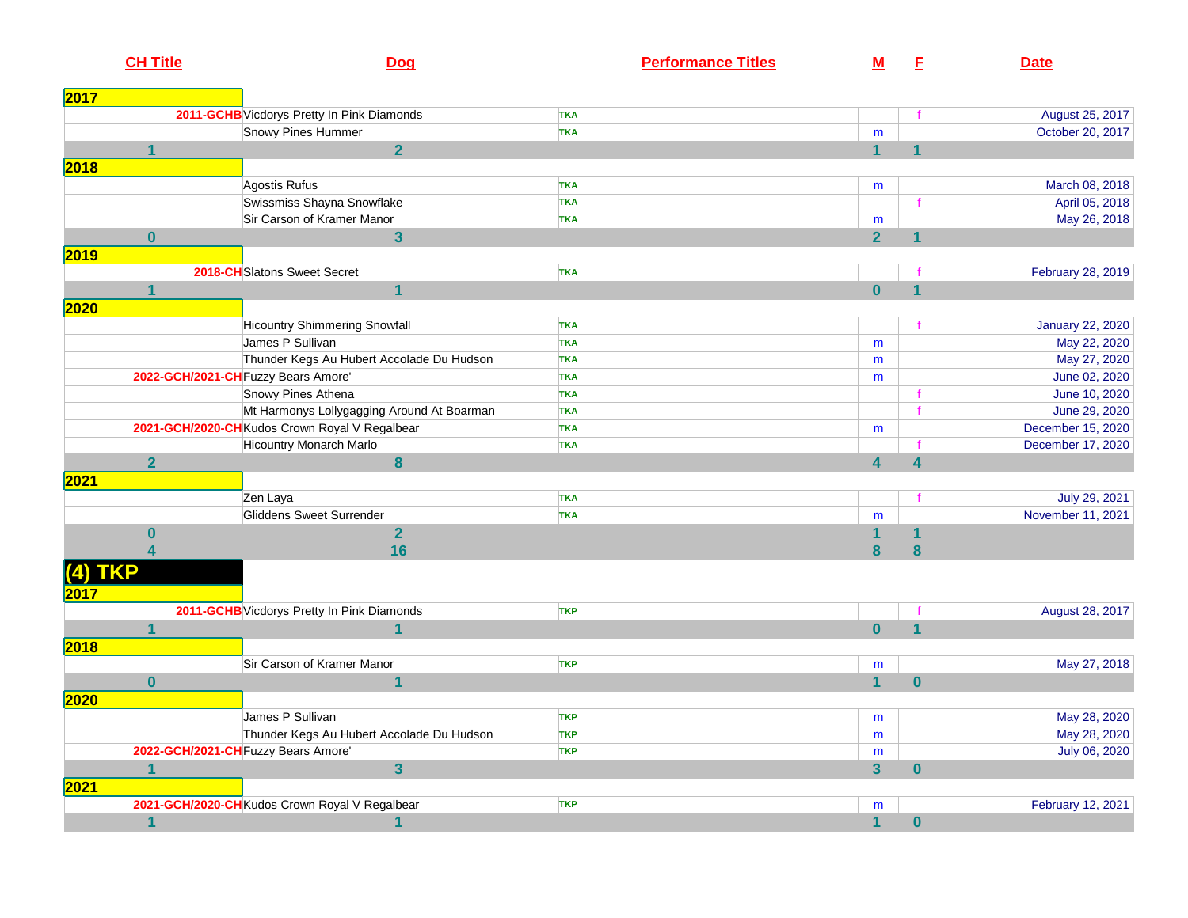| CH Title | Dog | Performance Titles | M | F | Date |
|---|---|---|---|---|---|
| **2017** | | | | | |
| 2011-GCHB | Vicdorys Pretty In Pink Diamonds | TKA | | f | August 25, 2017 |
| | Snowy Pines Hummer | TKA | m | | October 20, 2017 |
| **1** | **2** | | **1** | **1** | |
| **2018** | | | | | |
| | Agostis Rufus | TKA | m | | March 08, 2018 |
| | Swissmiss Shayna Snowflake | TKA | | f | April 05, 2018 |
| | Sir Carson of Kramer Manor | TKA | m | | May 26, 2018 |
| **0** | **3** | | **2** | **1** | |
| **2019** | | | | | |
| 2018-CH | Slatons Sweet Secret | TKA | | f | February 28, 2019 |
| **1** | **1** | | **0** | **1** | |
| **2020** | | | | | |
| | Hicountry Shimmering Snowfall | TKA | | f | January 22, 2020 |
| | James P Sullivan | TKA | m | | May 22, 2020 |
| | Thunder Kegs Au Hubert Accolade Du Hudson | TKA | m | | May 27, 2020 |
| 2022-GCH/2021-CH | Fuzzy Bears Amore' | TKA | m | | June 02, 2020 |
| | Snowy Pines Athena | TKA | | f | June 10, 2020 |
| | Mt Harmonys Lollygagging Around At Boarman | TKA | | f | June 29, 2020 |
| 2021-GCH/2020-CH | Kudos Crown Royal V Regalbear | TKA | m | | December 15, 2020 |
| | Hicountry Monarch Marlo | TKA | | f | December 17, 2020 |
| **2** | **8** | | **4** | **4** | |
| **2021** | | | | | |
| | Zen Laya | TKA | | f | July 29, 2021 |
| | Gliddens Sweet Surrender | TKA | m | | November 11, 2021 |
| **0** | **2** | | **1** | **1** | |
| **4** | **16** | | **8** | **8** | |

## (4) TKP

| CH Title | Dog | Performance Titles | M | F | Date |
|---|---|---|---|---|---|
| **2017** | | | | | |
| 2011-GCHB | Vicdorys Pretty In Pink Diamonds | TKP | | f | August 28, 2017 |
| **1** | **1** | | **0** | **1** | |
| **2018** | | | | | |
| | Sir Carson of Kramer Manor | TKP | m | | May 27, 2018 |
| **0** | **1** | | **1** | **0** | |
| **2020** | | | | | |
| | James P Sullivan | TKP | m | | May 28, 2020 |
| | Thunder Kegs Au Hubert Accolade Du Hudson | TKP | m | | May 28, 2020 |
| 2022-GCH/2021-CH | Fuzzy Bears Amore' | TKP | m | | July 06, 2020 |
| **1** | **3** | | **3** | **0** | |
| **2021** | | | | | |
| 2021-GCH/2020-CH | Kudos Crown Royal V Regalbear | TKP | m | | February 12, 2021 |
| **1** | **1** | | **1** | **0** | |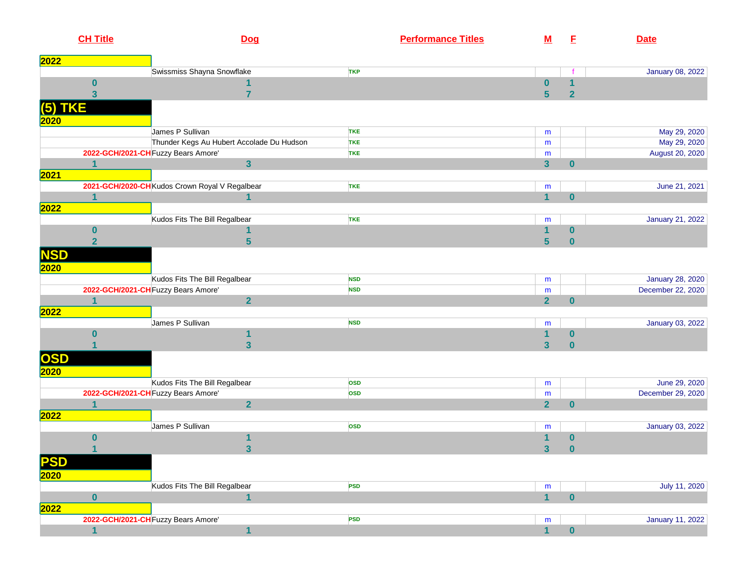| CH Title | Dog | Performance Titles | M | F | Date |
|---|---|---|---|---|---|
| **2022** | | | | | |
| | Swissmiss Shayna Snowflake | TKP | | f | January 08, 2022 |
| 0 | 1 | | 0 | 1 | |
| 3 | 7 | | 5 | 2 | |
| **(5) TKE** | | | | | |
| **2020** | | | | | |
| | James P Sullivan | TKE | m | | May 29, 2020 |
| | Thunder Kegs Au Hubert Accolade Du Hudson | TKE | m | | May 29, 2020 |
| 2022-GCH/2021-CH | Fuzzy Bears Amore' | TKE | m | | August 20, 2020 |
| 1 | 3 | | 3 | 0 | |
| **2021** | | | | | |
| 2021-GCH/2020-CH | Kudos Crown Royal V Regalbear | TKE | m | | June 21, 2021 |
| 1 | 1 | | 1 | 0 | |
| **2022** | | | | | |
| | Kudos Fits The Bill Regalbear | TKE | m | | January 21, 2022 |
| 0 | 1 | | 1 | 0 | |
| 2 | 5 | | 5 | 0 | |
| **NSD** | | | | | |
| **2020** | | | | | |
| | Kudos Fits The Bill Regalbear | NSD | m | | January 28, 2020 |
| 2022-GCH/2021-CH | Fuzzy Bears Amore' | NSD | m | | December 22, 2020 |
| 1 | 2 | | 2 | 0 | |
| **2022** | | | | | |
| | James P Sullivan | NSD | m | | January 03, 2022 |
| 0 | 1 | | 1 | 0 | |
| 1 | 3 | | 3 | 0 | |
| **OSD** | | | | | |
| **2020** | | | | | |
| | Kudos Fits The Bill Regalbear | OSD | m | | June 29, 2020 |
| 2022-GCH/2021-CH | Fuzzy Bears Amore' | OSD | m | | December 29, 2020 |
| 1 | 2 | | 2 | 0 | |
| **2022** | | | | | |
| | James P Sullivan | OSD | m | | January 03, 2022 |
| 0 | 1 | | 1 | 0 | |
| 1 | 3 | | 3 | 0 | |
| **PSD** | | | | | |
| **2020** | | | | | |
| | Kudos Fits The Bill Regalbear | PSD | m | | July 11, 2020 |
| 0 | 1 | | 1 | 0 | |
| **2022** | | | | | |
| 2022-GCH/2021-CH | Fuzzy Bears Amore' | PSD | m | | January 11, 2022 |
| 1 | 1 | | 1 | 0 | |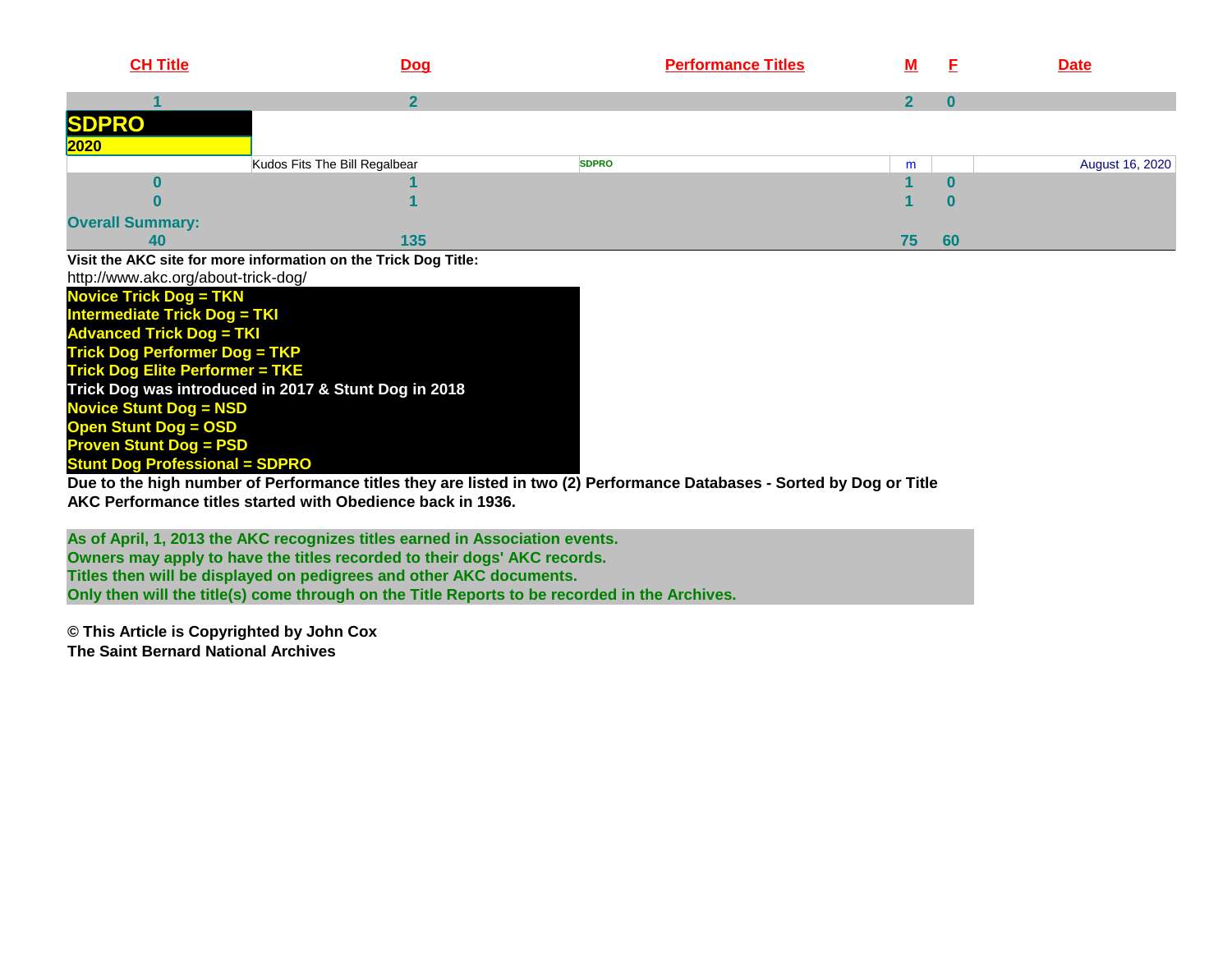| CH Title | Dog | Performance Titles | M | F | Date |
|---|---|---|---|---|---|
| 1 | 2 | | 2 | 0 | |
| **SDPRO** | | | | | |
| **2020** | | | | | |
| | Kudos Fits The Bill Regalbear | SDPRO | m | | August 16, 2020 |
| 0 | 1 | | 1 | 0 | |
| 0 | 1 | | 1 | 0 | |
| **Overall Summary:** | | | | | |
| 40 | 135 | | 75 | 60 | |

**Visit the AKC site for more information on the Trick Dog Title:**

http://www.akc.org/about-trick-dog/

**Novice Trick Dog = TKN**
**Intermediate Trick Dog = TKI**
**Advanced Trick Dog = TKI**
**Trick Dog Performer Dog = TKP**
**Trick Dog Elite Performer = TKE**
**Trick Dog was introduced in 2017 & Stunt Dog in 2018**
**Novice Stunt Dog = NSD**
**Open Stunt Dog = OSD**
**Proven Stunt Dog = PSD**
**Stunt Dog Professional = SDPRO**

**Due to the high number of Performance titles they are listed in two (2) Performance Databases - Sorted by Dog or Title**
**AKC Performance titles started with Obedience back in 1936.**

**As of April, 1, 2013 the AKC recognizes titles earned in Association events.**
**Owners may apply to have the titles recorded to their dogs' AKC records.**
**Titles then will be displayed on pedigrees and other AKC documents.**
**Only then will the title(s) come through on the Title Reports to be recorded in the Archives.**

**© This Article is Copyrighted by John Cox**
**The Saint Bernard National Archives**